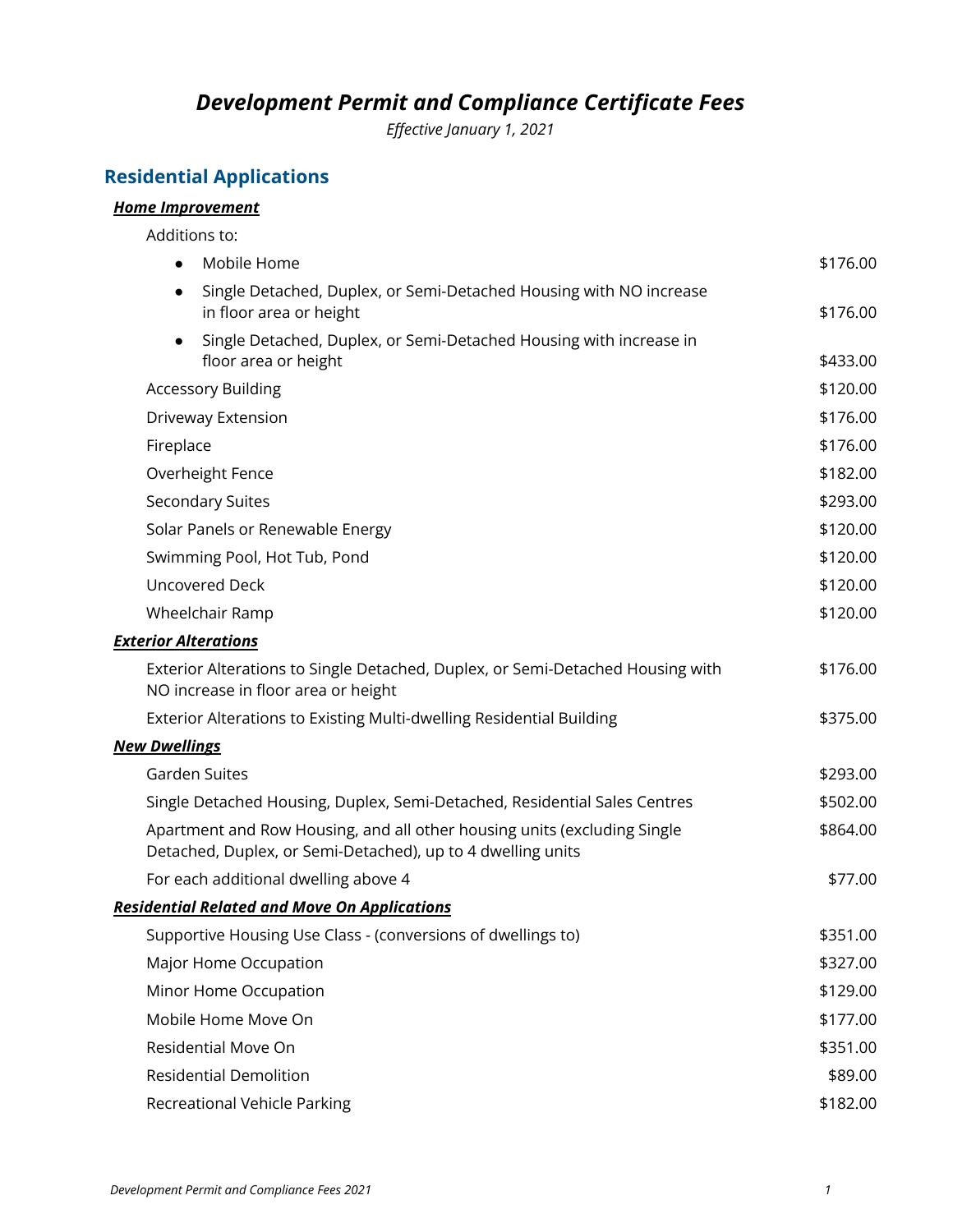# *Development Permit and Compliance Certificate Fees*

*Effective January 1, 2021*

## Residential Applications

| | |
|---|---|
| ***Home Improvement*** | |
| Additions to: | |
| • Mobile Home | $176.00 |
| • Single Detached, Duplex, or Semi-Detached Housing with NO increase in floor area or height | $176.00 |
| • Single Detached, Duplex, or Semi-Detached Housing with increase in floor area or height | $433.00 |
| Accessory Building | $120.00 |
| Driveway Extension | $176.00 |
| Fireplace | $176.00 |
| Overheight Fence | $182.00 |
| Secondary Suites | $293.00 |
| Solar Panels or Renewable Energy | $120.00 |
| Swimming Pool, Hot Tub, Pond | $120.00 |
| Uncovered Deck | $120.00 |
| Wheelchair Ramp | $120.00 |
| ***Exterior Alterations*** | |
| Exterior Alterations to Single Detached, Duplex, or Semi-Detached Housing with NO increase in floor area or height | $176.00 |
| Exterior Alterations to Existing Multi-dwelling Residential Building | $375.00 |
| ***New Dwellings*** | |
| Garden Suites | $293.00 |
| Single Detached Housing, Duplex, Semi-Detached, Residential Sales Centres | $502.00 |
| Apartment and Row Housing, and all other housing units (excluding Single Detached, Duplex, or Semi-Detached), up to 4 dwelling units | $864.00 |
| For each additional dwelling above 4 | $77.00 |
| ***Residential Related and Move On Applications*** | |
| Supportive Housing Use Class - (conversions of dwellings to) | $351.00 |
| Major Home Occupation | $327.00 |
| Minor Home Occupation | $129.00 |
| Mobile Home Move On | $177.00 |
| Residential Move On | $351.00 |
| Residential Demolition | $89.00 |
| Recreational Vehicle Parking | $182.00 |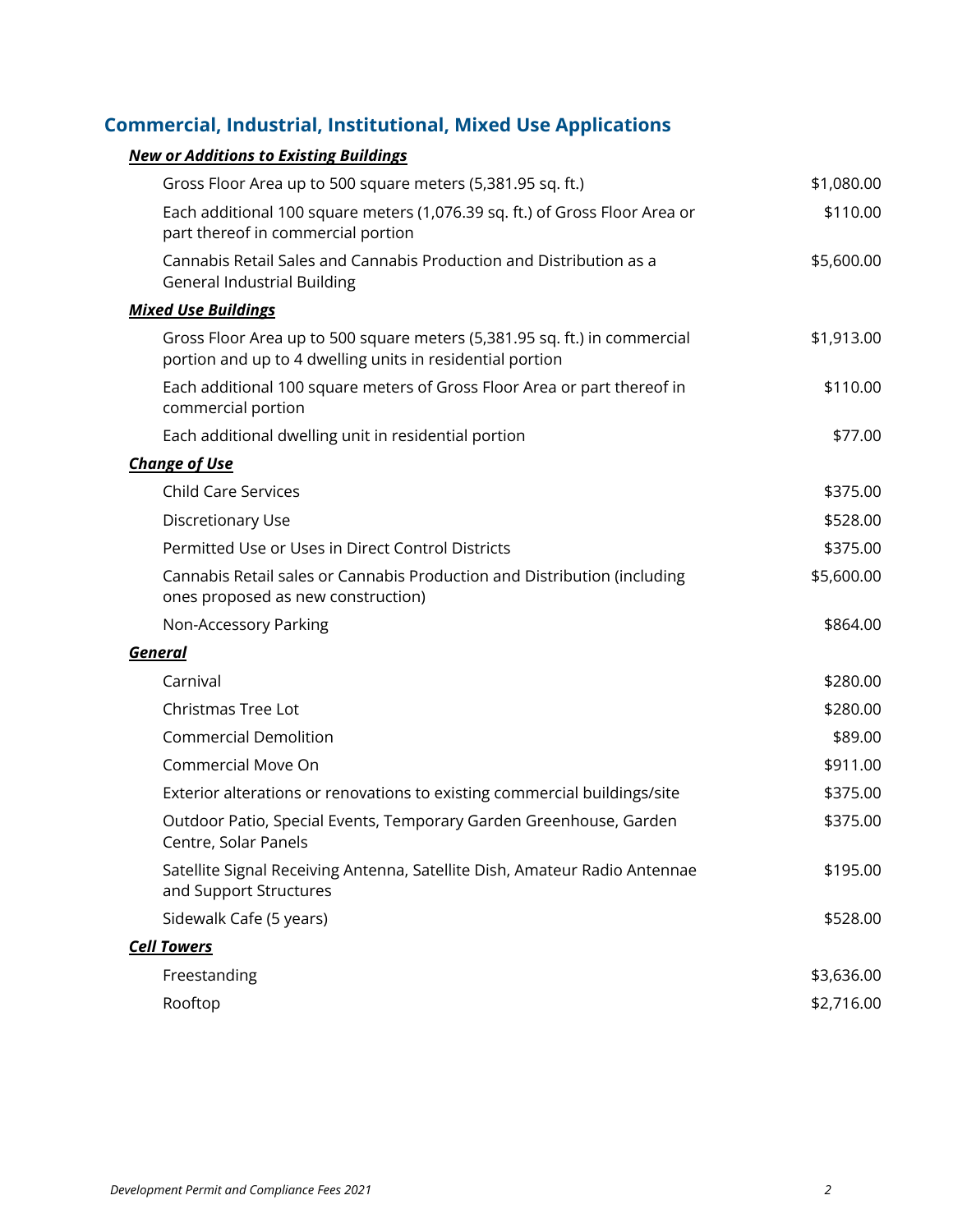## Commercial, Industrial, Institutional, Mixed Use Applications

| Description | Fee |
|---|---|
| ***New or Additions to Existing Buildings*** | |
| Gross Floor Area up to 500 square meters (5,381.95 sq. ft.) | $1,080.00 |
| Each additional 100 square meters (1,076.39 sq. ft.) of Gross Floor Area or part thereof in commercial portion | $110.00 |
| Cannabis Retail Sales and Cannabis Production and Distribution as a General Industrial Building | $5,600.00 |
| ***Mixed Use Buildings*** | |
| Gross Floor Area up to 500 square meters (5,381.95 sq. ft.) in commercial portion and up to 4 dwelling units in residential portion | $1,913.00 |
| Each additional 100 square meters of Gross Floor Area or part thereof in commercial portion | $110.00 |
| Each additional dwelling unit in residential portion | $77.00 |
| ***Change of Use*** | |
| Child Care Services | $375.00 |
| Discretionary Use | $528.00 |
| Permitted Use or Uses in Direct Control Districts | $375.00 |
| Cannabis Retail sales or Cannabis Production and Distribution (including ones proposed as new construction) | $5,600.00 |
| Non-Accessory Parking | $864.00 |
| ***General*** | |
| Carnival | $280.00 |
| Christmas Tree Lot | $280.00 |
| Commercial Demolition | $89.00 |
| Commercial Move On | $911.00 |
| Exterior alterations or renovations to existing commercial buildings/site | $375.00 |
| Outdoor Patio, Special Events, Temporary Garden Greenhouse, Garden Centre, Solar Panels | $375.00 |
| Satellite Signal Receiving Antenna, Satellite Dish, Amateur Radio Antennae and Support Structures | $195.00 |
| Sidewalk Cafe (5 years) | $528.00 |
| ***Cell Towers*** | |
| Freestanding | $3,636.00 |
| Rooftop | $2,716.00 |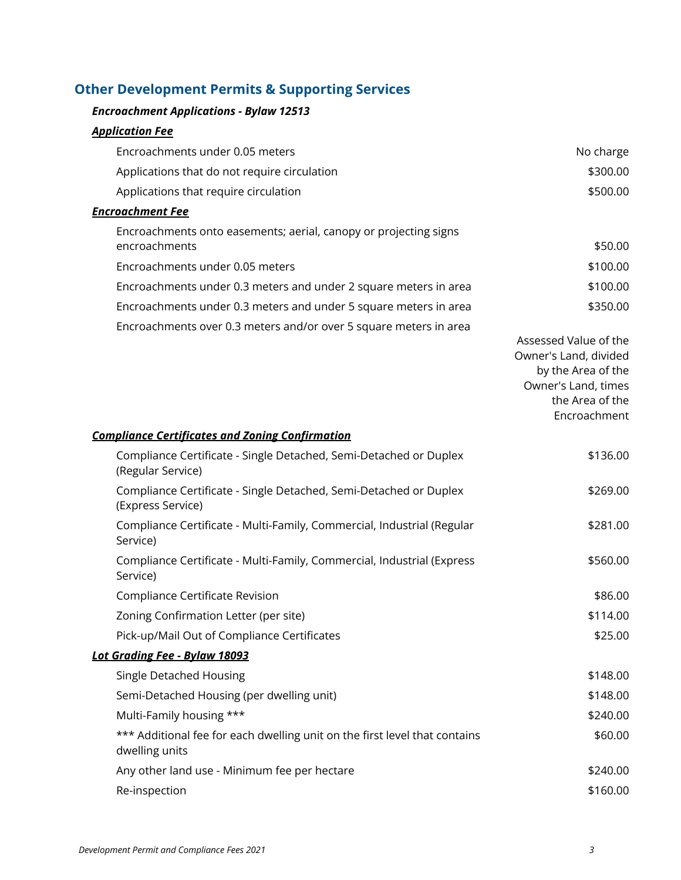## Other Development Permits & Supporting Services

***Encroachment Applications - Bylaw 12513***

***Application Fee***

| Item | Fee |
|---|---|
| Encroachments under 0.05 meters | No charge |
| Applications that do not require circulation | $300.00 |
| Applications that require circulation | $500.00 |

***Encroachment Fee***

| Item | Fee |
|---|---|
| Encroachments onto easements; aerial, canopy or projecting signs encroachments | $50.00 |
| Encroachments under 0.05 meters | $100.00 |
| Encroachments under 0.3 meters and under 2 square meters in area | $100.00 |
| Encroachments under 0.3 meters and under 5 square meters in area | $350.00 |
| Encroachments over 0.3 meters and/or over 5 square meters in area | Assessed Value of the Owner's Land, divided by the Area of the Owner's Land, times the Area of the Encroachment |

***Compliance Certificates and Zoning Confirmation***

| Item | Fee |
|---|---|
| Compliance Certificate - Single Detached, Semi-Detached or Duplex (Regular Service) | $136.00 |
| Compliance Certificate - Single Detached, Semi-Detached or Duplex (Express Service) | $269.00 |
| Compliance Certificate - Multi-Family, Commercial, Industrial (Regular Service) | $281.00 |
| Compliance Certificate - Multi-Family, Commercial, Industrial (Express Service) | $560.00 |
| Compliance Certificate Revision | $86.00 |
| Zoning Confirmation Letter (per site) | $114.00 |
| Pick-up/Mail Out of Compliance Certificates | $25.00 |

***Lot Grading Fee - Bylaw 18093***

| Item | Fee |
|---|---|
| Single Detached Housing | $148.00 |
| Semi-Detached Housing (per dwelling unit) | $148.00 |
| Multi-Family housing *** | $240.00 |
| *** Additional fee for each dwelling unit on the first level that contains dwelling units | $60.00 |
| Any other land use - Minimum fee per hectare | $240.00 |
| Re-inspection | $160.00 |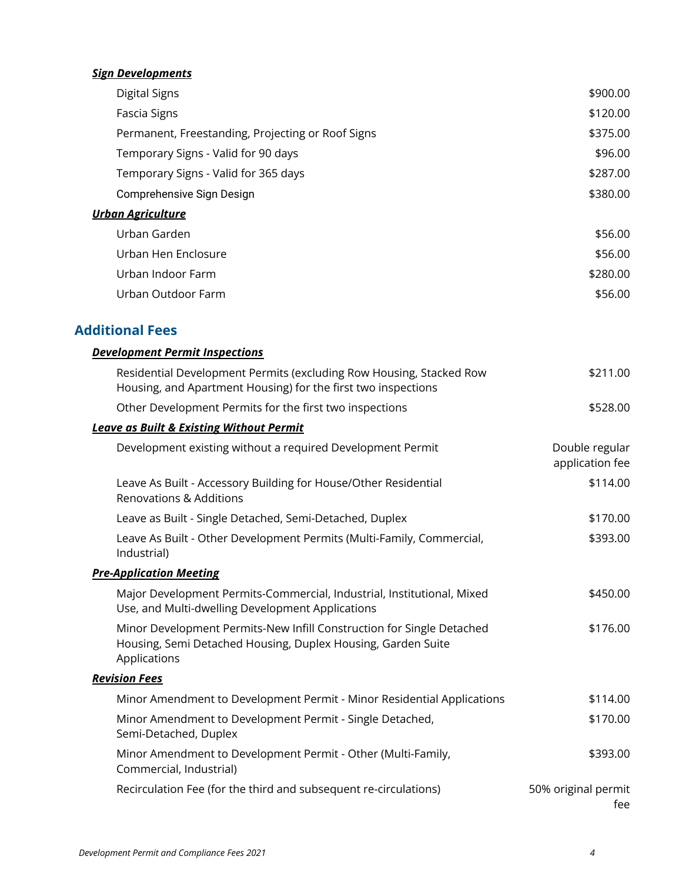***Sign Developments***

| | |
|---|---|
| Digital Signs | $900.00 |
| Fascia Signs | $120.00 |
| Permanent, Freestanding, Projecting or Roof Signs | $375.00 |
| Temporary Signs - Valid for 90 days | $96.00 |
| Temporary Signs - Valid for 365 days | $287.00 |
| Comprehensive Sign Design | $380.00 |

***Urban Agriculture***

| | |
|---|---|
| Urban Garden | $56.00 |
| Urban Hen Enclosure | $56.00 |
| Urban Indoor Farm | $280.00 |
| Urban Outdoor Farm | $56.00 |

## Additional Fees

***Development Permit Inspections***

| | |
|---|---|
| Residential Development Permits (excluding Row Housing, Stacked Row Housing, and Apartment Housing) for the first two inspections | $211.00 |
| Other Development Permits for the first two inspections | $528.00 |

***Leave as Built & Existing Without Permit***

| | |
|---|---|
| Development existing without a required Development Permit | Double regular application fee |
| Leave As Built - Accessory Building for House/Other Residential Renovations & Additions | $114.00 |
| Leave as Built - Single Detached, Semi-Detached, Duplex | $170.00 |
| Leave As Built - Other Development Permits (Multi-Family, Commercial, Industrial) | $393.00 |

***Pre-Application Meeting***

| | |
|---|---|
| Major Development Permits-Commercial, Industrial, Institutional, Mixed Use, and Multi-dwelling Development Applications | $450.00 |
| Minor Development Permits-New Infill Construction for Single Detached Housing, Semi Detached Housing, Duplex Housing, Garden Suite Applications | $176.00 |

***Revision Fees***

| | |
|---|---|
| Minor Amendment to Development Permit - Minor Residential Applications | $114.00 |
| Minor Amendment to Development Permit - Single Detached, Semi-Detached, Duplex | $170.00 |
| Minor Amendment to Development Permit - Other (Multi-Family, Commercial, Industrial) | $393.00 |
| Recirculation Fee (for the third and subsequent re-circulations) | 50% original permit fee |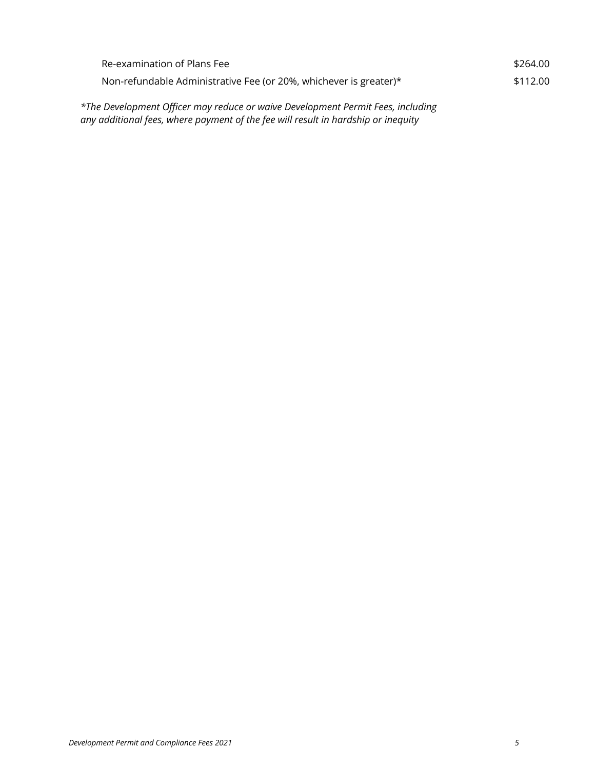| | |
|---|---|
| Re-examination of Plans Fee | $264.00 |
| Non-refundable Administrative Fee (or 20%, whichever is greater)* | $112.00 |

*\*The Development Officer may reduce or waive Development Permit Fees, including any additional fees, where payment of the fee will result in hardship or inequity*